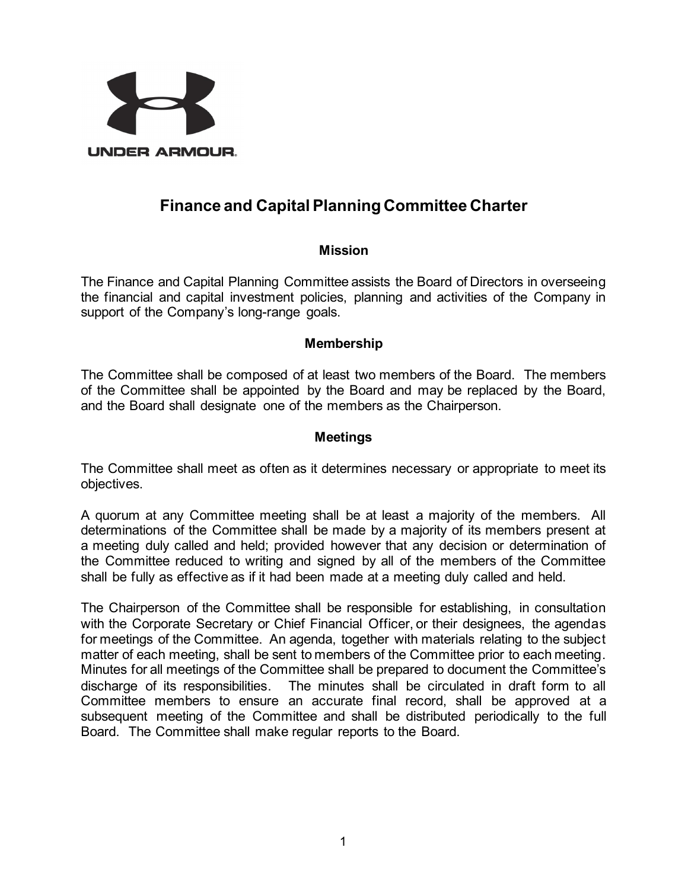# Finance and Capital Planning Committee Charter

## Mission

The Finance and Capital Planning Committee assists the Board of Directors in overseeing the financial and capital investment policies, planning and activities of the Company in support of the Company's long-range goals.

## Membership

The Committee shall be composed of at least two members of the Board. The members of the Committee shall be appointed by the Board and may be replaced by the Board, and the Board shall designate one of the members as the Chairperson.

## Meetings

The Committee shall meet as often as it determines necessary or appropriate to meet its objectives.

A quorum at any Committee meeting shall be at least a majority of the members. All determinations of the Committee shall be made by a majority of its members present at a meeting duly called and held; provided however that any decision or determination of the Committee reduced to writing and signed by all of the members of the Committee shall be fully as effective as if it had been made at a meeting duly called and held.

The Chairperson of the Committee shall be responsible for establishing, in consultation with the Corporate Secretary or Chief Financial Officer, or their designees, the agendas for meetings of the Committee. An agenda, together with materials relating to the subject matter of each meeting, shall be sent to members of the Committee prior to each meeting. Minutes for all meetings of the Committee shall be prepared to document the Committee's discharge of its responsibilities. The minutes shall be circulated in draft form to all Committee members to ensure an accurate final record, shall be approved at a subsequent meeting of the Committee and shall be distributed periodically to the full Board. The Committee shall make regular reports to the Board.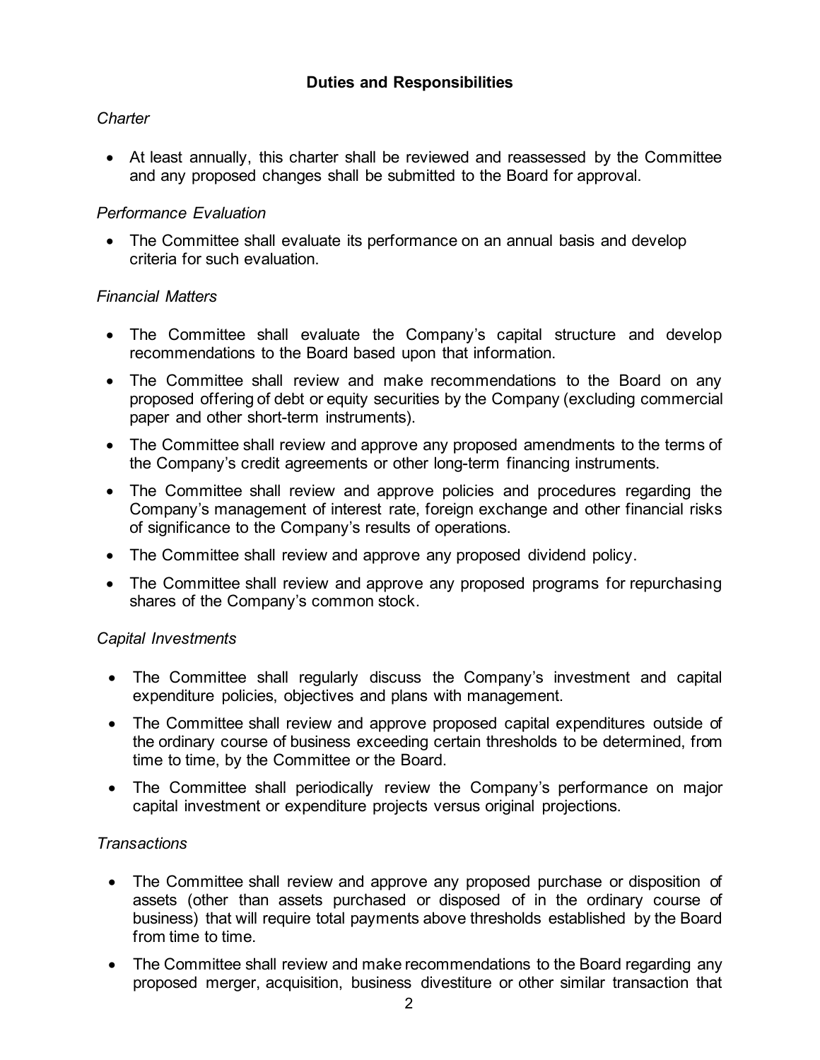## Duties and Responsibilities

*Charter*

- At least annually, this charter shall be reviewed and reassessed by the Committee and any proposed changes shall be submitted to the Board for approval.

*Performance Evaluation*

- The Committee shall evaluate its performance on an annual basis and develop criteria for such evaluation.

*Financial Matters*

- The Committee shall evaluate the Company's capital structure and develop recommendations to the Board based upon that information.
- The Committee shall review and make recommendations to the Board on any proposed offering of debt or equity securities by the Company (excluding commercial paper and other short-term instruments).
- The Committee shall review and approve any proposed amendments to the terms of the Company's credit agreements or other long-term financing instruments.
- The Committee shall review and approve policies and procedures regarding the Company's management of interest rate, foreign exchange and other financial risks of significance to the Company's results of operations.
- The Committee shall review and approve any proposed dividend policy.
- The Committee shall review and approve any proposed programs for repurchasing shares of the Company's common stock.

*Capital Investments*

- The Committee shall regularly discuss the Company's investment and capital expenditure policies, objectives and plans with management.
- The Committee shall review and approve proposed capital expenditures outside of the ordinary course of business exceeding certain thresholds to be determined, from time to time, by the Committee or the Board.
- The Committee shall periodically review the Company's performance on major capital investment or expenditure projects versus original projections.

*Transactions*

- The Committee shall review and approve any proposed purchase or disposition of assets (other than assets purchased or disposed of in the ordinary course of business) that will require total payments above thresholds established by the Board from time to time.
- The Committee shall review and make recommendations to the Board regarding any proposed merger, acquisition, business divestiture or other similar transaction that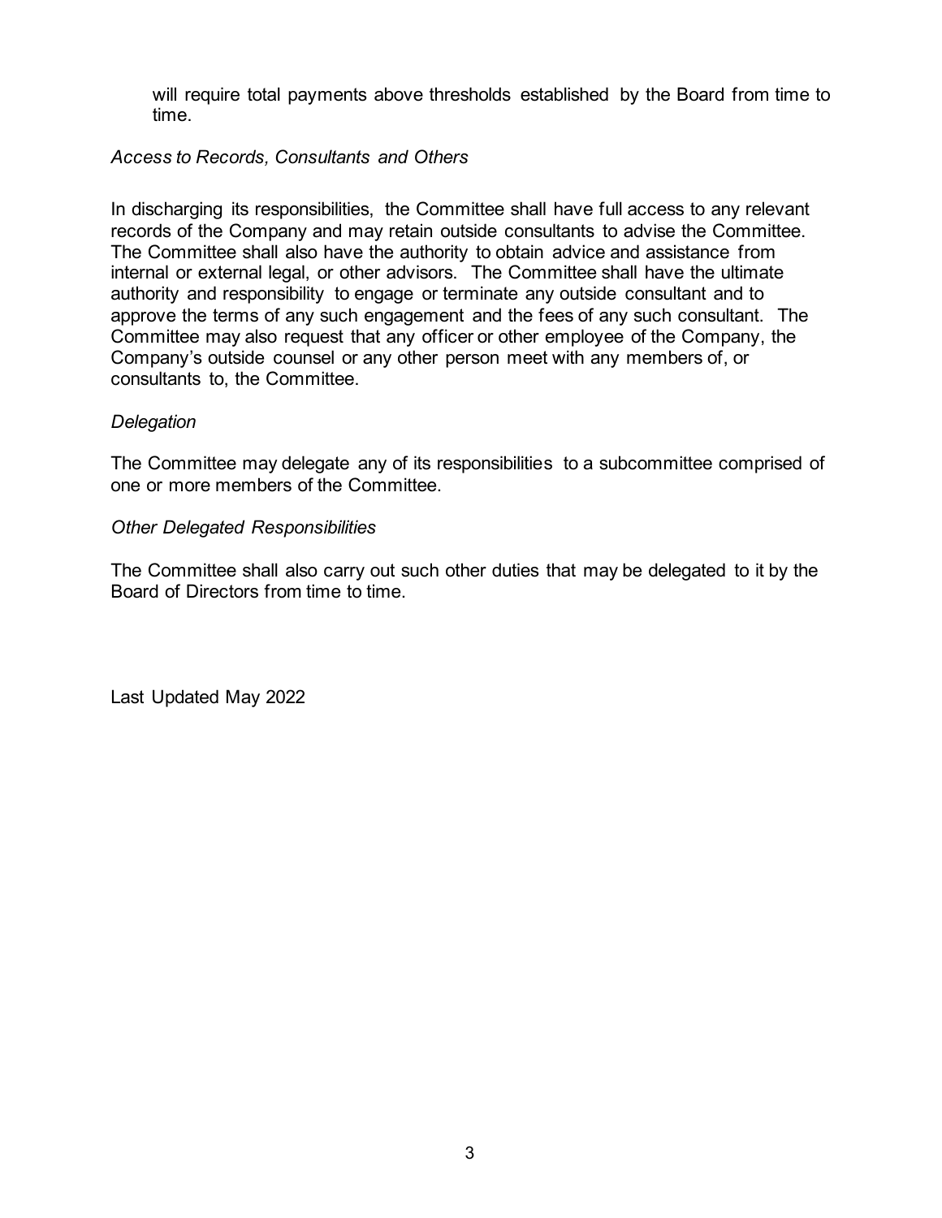will require total payments above thresholds established by the Board from time to time.

*Access to Records, Consultants and Others*

In discharging its responsibilities, the Committee shall have full access to any relevant records of the Company and may retain outside consultants to advise the Committee. The Committee shall also have the authority to obtain advice and assistance from internal or external legal, or other advisors. The Committee shall have the ultimate authority and responsibility to engage or terminate any outside consultant and to approve the terms of any such engagement and the fees of any such consultant. The Committee may also request that any officer or other employee of the Company, the Company's outside counsel or any other person meet with any members of, or consultants to, the Committee.

*Delegation*

The Committee may delegate any of its responsibilities to a subcommittee comprised of one or more members of the Committee.

*Other Delegated Responsibilities*

The Committee shall also carry out such other duties that may be delegated to it by the Board of Directors from time to time.

Last Updated May 2022